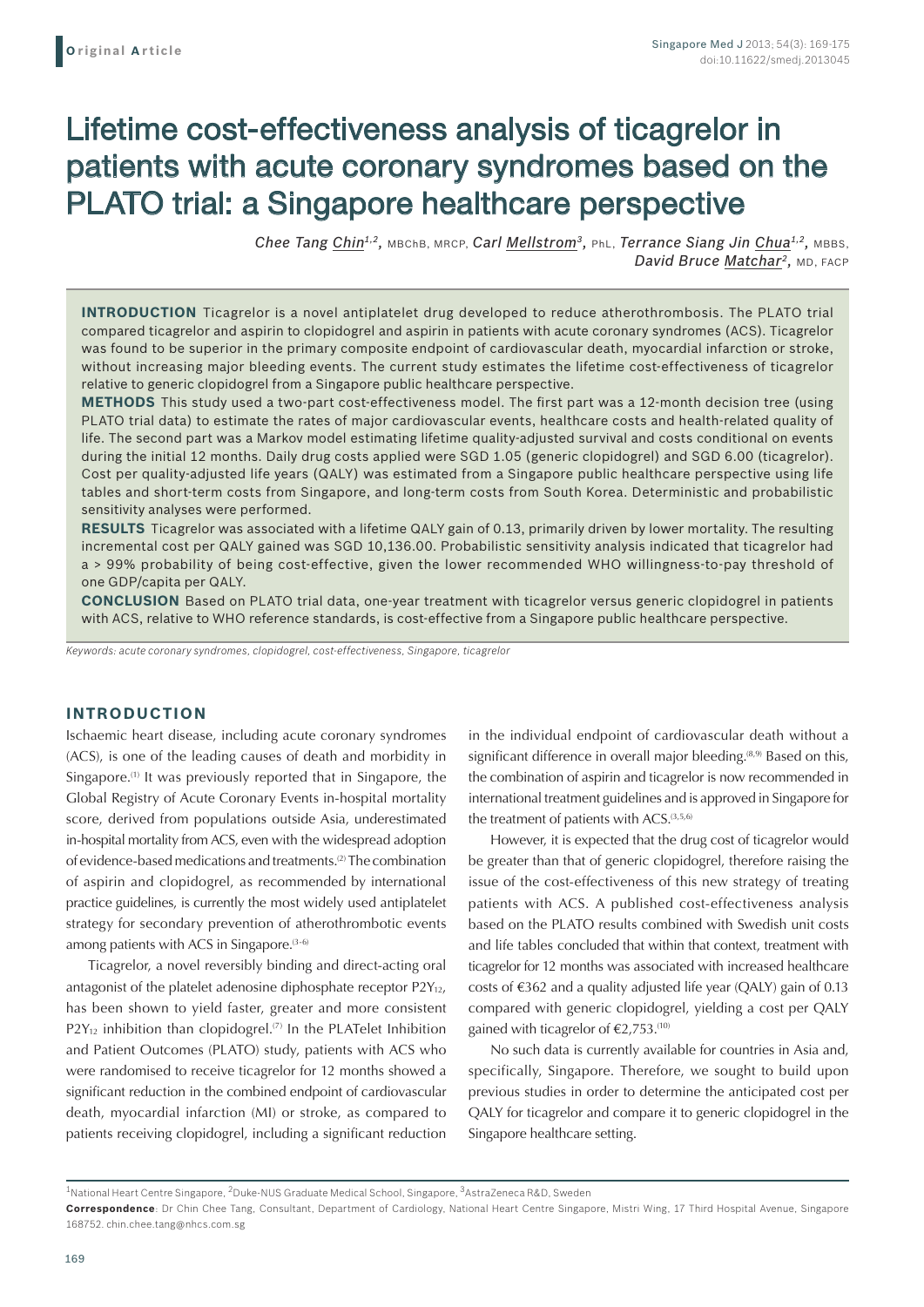**Original Article**

# Lifetime cost-effectiveness analysis of ticagrelor in patients with acute coronary syndromes based on the PLATO trial: a Singapore healthcare perspective

*Chee Tang Chin*[1,2], MBChB, MRCP, *Carl Mellstrom*[3], PhL, *Terrance Siang Jin Chua*[1,2], MBBS, *David Bruce Matchar*[2], MD, FACP

**INTRODUCTION** Ticagrelor is a novel antiplatelet drug developed to reduce atherothrombosis. The PLATO trial compared ticagrelor and aspirin to clopidogrel and aspirin in patients with acute coronary syndromes (ACS). Ticagrelor was found to be superior in the primary composite endpoint of cardiovascular death, myocardial infarction or stroke, without increasing major bleeding events. The current study estimates the lifetime cost-effectiveness of ticagrelor relative to generic clopidogrel from a Singapore public healthcare perspective.

**METHODS** This study used a two-part cost-effectiveness model. The first part was a 12-month decision tree (using PLATO trial data) to estimate the rates of major cardiovascular events, healthcare costs and health-related quality of life. The second part was a Markov model estimating lifetime quality-adjusted survival and costs conditional on events during the initial 12 months. Daily drug costs applied were SGD 1.05 (generic clopidogrel) and SGD 6.00 (ticagrelor). Cost per quality-adjusted life years (QALY) was estimated from a Singapore public healthcare perspective using life tables and short-term costs from Singapore, and long-term costs from South Korea. Deterministic and probabilistic sensitivity analyses were performed.

**RESULTS** Ticagrelor was associated with a lifetime QALY gain of 0.13, primarily driven by lower mortality. The resulting incremental cost per QALY gained was SGD 10,136.00. Probabilistic sensitivity analysis indicated that ticagrelor had a > 99% probability of being cost-effective, given the lower recommended WHO willingness-to-pay threshold of one GDP/capita per QALY.

**CONCLUSION** Based on PLATO trial data, one-year treatment with ticagrelor versus generic clopidogrel in patients with ACS, relative to WHO reference standards, is cost-effective from a Singapore public healthcare perspective.

*Keywords: acute coronary syndromes, clopidogrel, cost-effectiveness, Singapore, ticagrelor*

## INTRODUCTION

Ischaemic heart disease, including acute coronary syndromes (ACS), is one of the leading causes of death and morbidity in Singapore.[1] It was previously reported that in Singapore, the Global Registry of Acute Coronary Events in-hospital mortality score, derived from populations outside Asia, underestimated in-hospital mortality from ACS, even with the widespread adoption of evidence-based medications and treatments.[2] The combination of aspirin and clopidogrel, as recommended by international practice guidelines, is currently the most widely used antiplatelet strategy for secondary prevention of atherothrombotic events among patients with ACS in Singapore.[3–6]

Ticagrelor, a novel reversibly binding and direct-acting oral antagonist of the platelet adenosine diphosphate receptor $P2Y_{12}$, has been shown to yield faster, greater and more consistent $P2Y_{12}$ inhibition than clopidogrel.[7] In the PLATelet Inhibition and Patient Outcomes (PLATO) study, patients with ACS who were randomised to receive ticagrelor for 12 months showed a significant reduction in the combined endpoint of cardiovascular death, myocardial infarction (MI) or stroke, as compared to patients receiving clopidogrel, including a significant reduction in the individual endpoint of cardiovascular death without a significant difference in overall major bleeding.[8,9] Based on this, the combination of aspirin and ticagrelor is now recommended in international treatment guidelines and is approved in Singapore for the treatment of patients with ACS.[3,5,6]

However, it is expected that the drug cost of ticagrelor would be greater than that of generic clopidogrel, therefore raising the issue of the cost-effectiveness of this new strategy of treating patients with ACS. A published cost-effectiveness analysis based on the PLATO results combined with Swedish unit costs and life tables concluded that within that context, treatment with ticagrelor for 12 months was associated with increased healthcare costs of €362 and a quality adjusted life year (QALY) gain of 0.13 compared with generic clopidogrel, yielding a cost per QALY gained with ticagrelor of €2,753.[10]

No such data is currently available for countries in Asia and, specifically, Singapore. Therefore, we sought to build upon previous studies in order to determine the anticipated cost per QALY for ticagrelor and compare it to generic clopidogrel in the Singapore healthcare setting.

[1]National Heart Centre Singapore, [2]Duke-NUS Graduate Medical School, Singapore, [3]AstraZeneca R&D, Sweden

**Correspondence**: Dr Chin Chee Tang, Consultant, Department of Cardiology, National Heart Centre Singapore, Mistri Wing, 17 Third Hospital Avenue, Singapore 168752. chin.chee.tang@nhcs.com.sg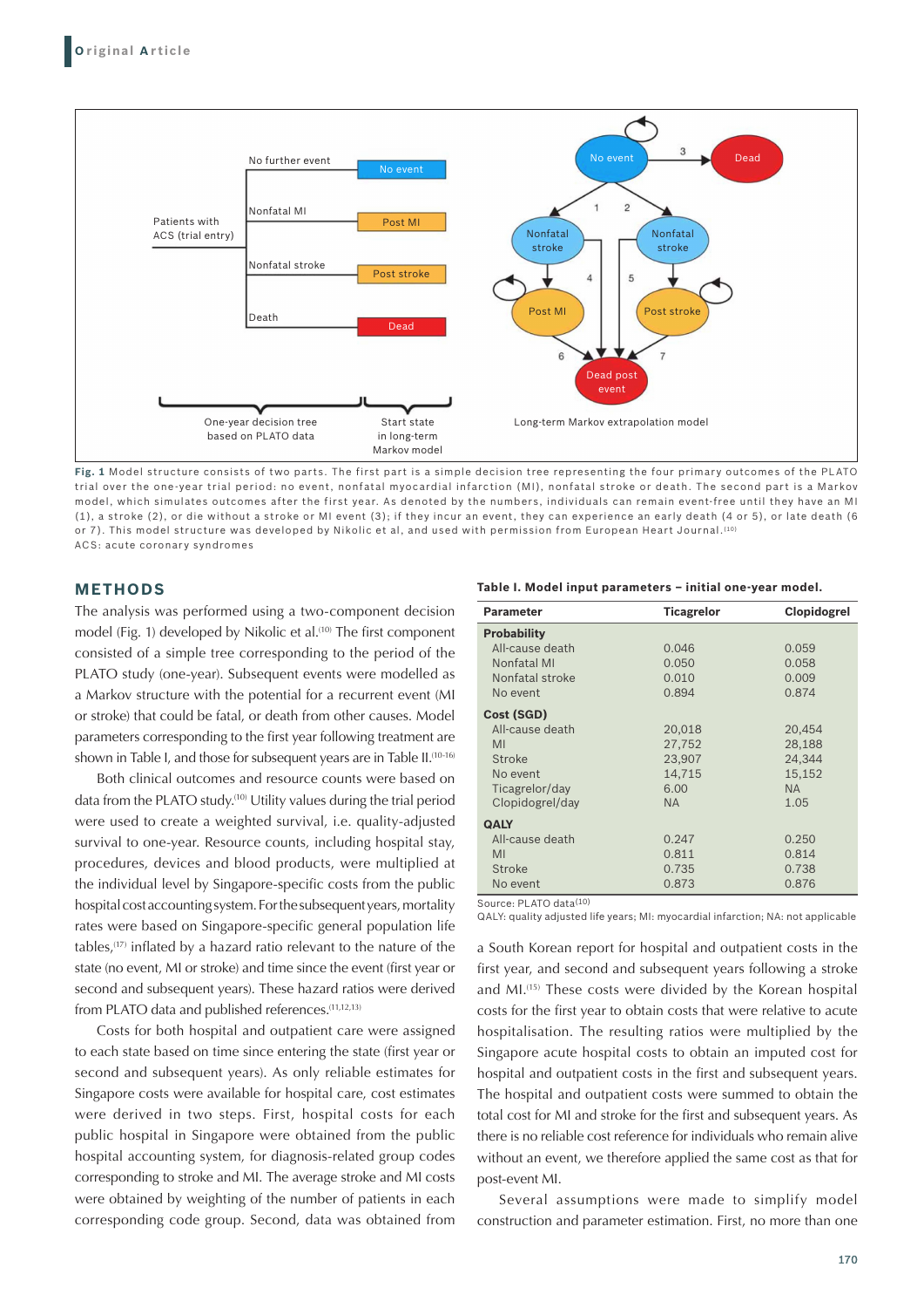Fig. 1 Model structure consists of two parts. The first part is a simple decision tree representing the four primary outcomes of the PLATO trial over the one-year trial period: no event, nonfatal myocardial infarction (MI), nonfatal stroke or death. The second part is a Markov model, which simulates outcomes after the first year. As denoted by the numbers, individuals can remain event-free until they have an MI (1), a stroke (2), or die without a stroke or MI event (3); if they incur an event, they can experience an early death (4 or 5), or late death (6 or 7). This model structure was developed by Nikolic et al, and used with permission from European Heart Journal.[10]
ACS: acute coronary syndromes

## METHODS

The analysis was performed using a two-component decision model (Fig. 1) developed by Nikolic et al.[10] The first component consisted of a simple tree corresponding to the period of the PLATO study (one-year). Subsequent events were modelled as a Markov structure with the potential for a recurrent event (MI or stroke) that could be fatal, or death from other causes. Model parameters corresponding to the first year following treatment are shown in Table I, and those for subsequent years are in Table II.[10-16]

Both clinical outcomes and resource counts were based on data from the PLATO study.[10] Utility values during the trial period were used to create a weighted survival, i.e. quality-adjusted survival to one-year. Resource counts, including hospital stay, procedures, devices and blood products, were multiplied at the individual level by Singapore-specific costs from the public hospital cost accounting system. For the subsequent years, mortality rates were based on Singapore-specific general population life tables,[17] inflated by a hazard ratio relevant to the nature of the state (no event, MI or stroke) and time since the event (first year or second and subsequent years). These hazard ratios were derived from PLATO and published references.[11,12,13]

Costs for both hospital and outpatient care were assigned to each state based on time since entering the state (first year or second and subsequent years). As only reliable estimates for Singapore costs were available for hospital care, cost estimates were derived in two steps. First, hospital costs for each public hospital in Singapore were obtained from the public hospital accounting system, for diagnosis-related group codes corresponding to stroke and MI. The average stroke and MI costs were obtained by weighting of the number of patients in each corresponding code group. Second, data was obtained from a South Korean report for hospital and outpatient costs in the first year, and second and subsequent years following a stroke and MI.[15] These costs were divided by the Korean hospital costs for the first year to obtain costs that were relative to acute hospitalisation. The resulting ratios were multiplied by the Singapore acute hospital costs to obtain an imputed cost for hospital and outpatient costs in the first and subsequent years. The hospital and outpatient costs were summed to obtain the total cost for MI and stroke for the first and subsequent years. As there is no reliable cost reference for individuals who remain alive without an event, we therefore applied the same cost as that for post-event MI.

**Table I. Model input parameters – initial one-year model.**

| Parameter | Ticagrelor | Clopidogrel |
|---|---|---|
| **Probability** | | |
| All-cause death | 0.046 | 0.059 |
| Nonfatal MI | 0.050 | 0.058 |
| Nonfatal stroke | 0.010 | 0.009 |
| No event | 0.894 | 0.874 |
| **Cost (SGD)** | | |
| All-cause death | 20,018 | 20,454 |
| MI | 27,752 | 28,188 |
| Stroke | 23,907 | 24,344 |
| No event | 14,715 | 15,152 |
| Ticagrelor/day | 6.00 | NA |
| Clopidogrel/day | NA | 1.05 |
| **QALY** | | |
| All-cause death | 0.247 | 0.250 |
| MI | 0.811 | 0.814 |
| Stroke | 0.735 | 0.738 |
| No event | 0.873 | 0.876 |

Source: PLATO data[10]
QALY: quality adjusted life years; MI: myocardial infarction; NA: not applicable

Several assumptions were made to simplify model construction and parameter estimation. First, no more than one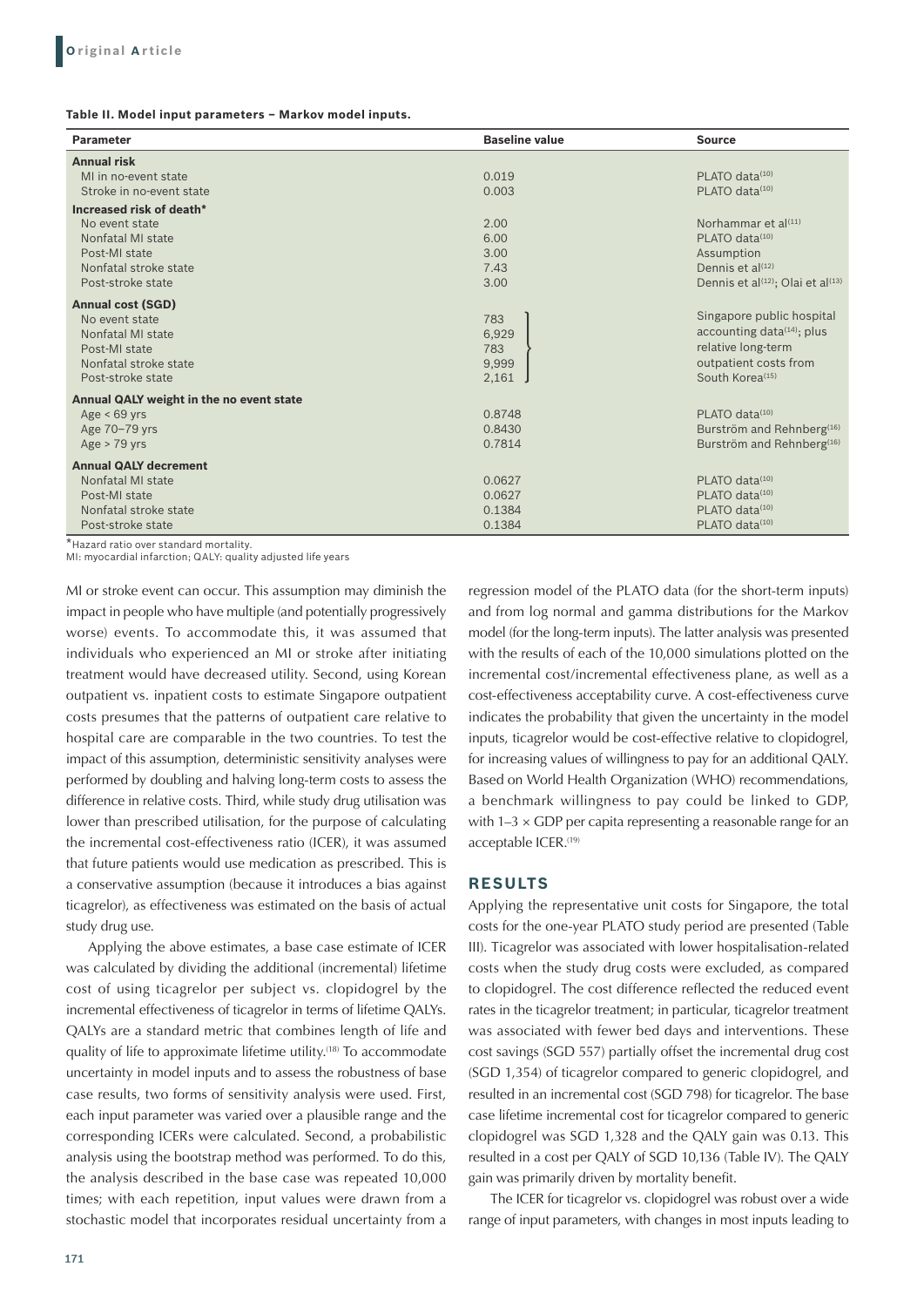**Table II. Model input parameters – Markov model inputs.**

| Parameter | Baseline value | Source |
|---|---|---|
| **Annual risk** | | |
| MI in no-event state | 0.019 | PLATO data[10] |
| Stroke in no-event state | 0.003 | PLATO data[10] |
| **Increased risk of death*** | | |
| No event state | 2.00 | Norhammar et al[11] |
| Nonfatal MI state | 6.00 | PLATO data[10] |
| Post-MI state | 3.00 | Assumption |
| Nonfatal stroke state | 7.43 | Dennis et al[12] |
| Post-stroke state | 3.00 | Dennis et al[12]; Olai et al[13] |
| **Annual cost (SGD)** | | |
| No event state | 783 | Singapore public hospital accounting data[14]; plus relative long-term outpatient costs from South Korea[15] |
| Nonfatal MI state | 6,929 | |
| Post-MI state | 783 | |
| Nonfatal stroke state | 9,999 | |
| Post-stroke state | 2,161 | |
| **Annual QALY weight in the no event state** | | |
| Age < 69 yrs | 0.8748 | PLATO data[10] |
| Age 70–79 yrs | 0.8430 | Burström and Rehnberg[16] |
| Age > 79 yrs | 0.7814 | Burström and Rehnberg[16] |
| **Annual QALY decrement** | | |
| Nonfatal MI state | 0.0627 | PLATO data[10] |
| Post-MI state | 0.0627 | PLATO data[10] |
| Nonfatal stroke state | 0.1384 | PLATO data[10] |
| Post-stroke state | 0.1384 | PLATO data[10] |

*Hazard ratio over standard mortality.
MI: myocardial infarction; QALY: quality adjusted life years

MI or stroke event can occur. This assumption may diminish the impact in people who have multiple (and potentially progressively worse) events. To accommodate this, it was assumed that individuals who experienced an MI or stroke after initiating treatment would have decreased utility. Second, using Korean outpatient vs. inpatient costs to estimate Singapore outpatient costs presumes that the patterns of outpatient care relative to hospital care are comparable in the two countries. To test the impact of this assumption, deterministic sensitivity analyses were performed by doubling and halving long-term costs to assess the difference in relative costs. Third, while study drug utilisation was lower than prescribed utilisation, for the purpose of calculating the incremental cost-effectiveness ratio (ICER), it was assumed that future patients would use medication as prescribed. This is a conservative assumption (because it introduces a bias against ticagrelor), as effectiveness was estimated on the basis of actual study drug use.

Applying the above estimates, a base case estimate of ICER was calculated by dividing the additional (incremental) lifetime cost of using ticagrelor per subject vs. clopidogrel by the incremental effectiveness of ticagrelor in terms of lifetime QALYs. QALYs are a standard metric that combines length of life and quality of life to approximate lifetime utility.[18] To accommodate uncertainty in model inputs and to assess the robustness of base case results, two forms of sensitivity analysis were used. First, each input parameter was varied over a plausible range and the corresponding ICERs were calculated. Second, a probabilistic analysis using the bootstrap method was performed. To do this, the analysis described in the base case was repeated 10,000 times; with each repetition, input values were drawn from a stochastic model that incorporates residual uncertainty from a regression model of the PLATO data (for the short-term inputs) and from log normal and gamma distributions for the Markov model (for the long-term inputs). The latter analysis was presented with the results of each of the 10,000 simulations plotted on the incremental cost/incremental effectiveness plane, as well as a cost-effectiveness acceptability curve. A cost-effectiveness curve indicates the probability that given the uncertainty in the model inputs, ticagrelor would be cost-effective relative to clopidogrel, for increasing values of willingness to pay for an additional QALY. Based on World Health Organization (WHO) recommendations, a benchmark willingness to pay could be linked to GDP, with 1–3 × GDP per capita representing a reasonable range for an acceptable ICER.[19]

## RESULTS

Applying the representative unit costs for Singapore, the total costs for the one-year PLATO study period are presented (Table III). Ticagrelor was associated with lower hospitalisation-related costs when the study drug costs were excluded, as compared to clopidogrel. The cost difference reflected the reduced event rates in the ticagrelor treatment; in particular, ticagrelor treatment was associated with fewer bed days and interventions. These cost savings (SGD 557) partially offset the incremental drug cost (SGD 1,354) of ticagrelor compared to generic clopidogrel, and resulted in an incremental cost (SGD 798) for ticagrelor. The base case lifetime incremental cost for ticagrelor compared to generic clopidogrel was SGD 1,328 and the QALY gain was 0.13. This resulted in a cost per QALY of SGD 10,136 (Table IV). The QALY gain was primarily driven by mortality benefit.

The ICER for ticagrelor vs. clopidogrel was robust over a wide range of input parameters, with changes in most inputs leading to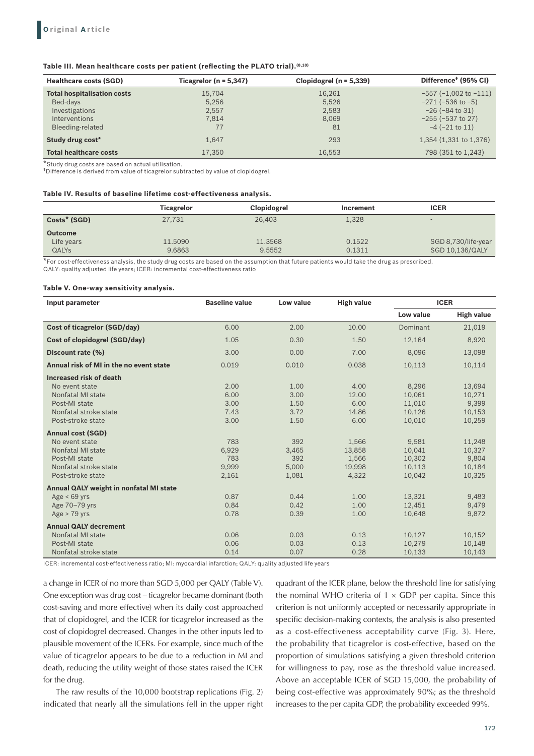**Table III. Mean healthcare costs per patient (reflecting the PLATO trial).[8,10]**

| Healthcare costs (SGD) | Ticagrelor (n = 5,347) | Clopidogrel (n = 5,339) | Difference† (95% CI) |
|---|---|---|---|
| **Total hospitalisation costs** | 15,704 | 16,261 | −557 (−1,002 to −111) |
| Bed-days | 5,256 | 5,526 | −271 (−536 to −5) |
| Investigations | 2,557 | 2,583 | −26 (−84 to 31) |
| Interventions | 7,814 | 8,069 | −255 (−537 to 27) |
| Bleeding-related | 77 | 81 | −4 (−21 to 11) |
| **Study drug cost*** | 1,647 | 293 | 1,354 (1,331 to 1,376) |
| **Total healthcare costs** | 17,350 | 16,553 | 798 (351 to 1,243) |

*Study drug costs are based on actual utilisation.
†Difference is derived from value of ticagrelor subtracted by value of clopidogrel.

**Table IV. Results of baseline lifetime cost-effectiveness analysis.**

| | Ticagrelor | Clopidogrel | Increment | ICER |
|---|---|---|---|---|
| **Costs* (SGD)** | 27,731 | 26,403 | 1,328 | - |
| **Outcome** | | | | |
| Life years | 11.5090 | 11.3568 | 0.1522 | SGD 8,730/life-year |
| QALYs | 9.6863 | 9.5552 | 0.1311 | SGD 10,136/QALY |

*For cost-effectiveness analysis, the study drug costs are based on the assumption that future patients would take the drug as prescribed.
QALY: quality adjusted life years; ICER: incremental cost-effectiveness ratio

**Table V. One-way sensitivity analysis.**

| Input parameter | Baseline value | Low value | High value | ICER | |
|---|---|---|---|---|---|
| | | | | Low value | High value |
| **Cost of ticagrelor (SGD/day)** | 6.00 | 2.00 | 10.00 | Dominant | 21,019 |
| **Cost of clopidogrel (SGD/day)** | 1.05 | 0.30 | 1.50 | 12,164 | 8,920 |
| **Discount rate (%)** | 3.00 | 0.00 | 7.00 | 8,096 | 13,098 |
| **Annual risk of MI in the no event state** | 0.019 | 0.010 | 0.038 | 10,113 | 10,114 |
| **Increased risk of death** | | | | | |
| No event state | 2.00 | 1.00 | 4.00 | 8,296 | 13,694 |
| Nonfatal MI state | 6.00 | 3.00 | 12.00 | 10,061 | 10,271 |
| Post-MI state | 3.00 | 1.50 | 6.00 | 11,010 | 9,399 |
| Nonfatal stroke state | 7.43 | 3.72 | 14.86 | 10,126 | 10,153 |
| Post-stroke state | 3.00 | 1.50 | 6.00 | 10,010 | 10,259 |
| **Annual cost (SGD)** | | | | | |
| No event state | 783 | 392 | 1,566 | 9,581 | 11,248 |
| Nonfatal MI state | 6,929 | 3,465 | 13,858 | 10,041 | 10,327 |
| Post-MI state | 783 | 392 | 1,566 | 10,302 | 9,804 |
| Nonfatal stroke state | 9,999 | 5,000 | 19,998 | 10,113 | 10,184 |
| Post-stroke state | 2,161 | 1,081 | 4,322 | 10,042 | 10,325 |
| **Annual QALY weight in nonfatal MI state** | | | | | |
| Age < 69 yrs | 0.87 | 0.44 | 1.00 | 13,321 | 9,483 |
| Age 70–79 yrs | 0.84 | 0.42 | 1.00 | 12,451 | 9,479 |
| Age > 79 yrs | 0.78 | 0.39 | 1.00 | 10,648 | 9,872 |
| **Annual QALY decrement** | | | | | |
| Nonfatal MI state | 0.06 | 0.03 | 0.13 | 10,127 | 10,152 |
| Post-MI state | 0.06 | 0.03 | 0.13 | 10,279 | 10,148 |
| Nonfatal stroke state | 0.14 | 0.07 | 0.28 | 10,133 | 10,143 |

ICER: incremental cost-effectiveness ratio; MI: myocardial infarction; QALY: quality adjusted life years

a change in ICER of no more than SGD 5,000 per QALY (Table V). One exception was drug cost – ticagrelor became dominant (both cost-saving and more effective) when its daily cost approached that of clopidogrel, and the ICER for ticagrelor increased as the cost of clopidogrel decreased. Changes in the other inputs led to plausible movement of the ICERs. For example, since much of the value of ticagrelor appears to be due to a reduction in MI and death, reducing the utility weight of those states raised the ICER for the drug.

The raw results of the 10,000 bootstrap replications (Fig. 2) indicated that nearly all the simulations fell in the upper right quadrant of the ICER plane, below the threshold line for satisfying the nominal WHO criteria of 1 × GDP per capita. Since this criterion is not uniformly accepted or necessarily appropriate in specific decision-making contexts, the analysis is also presented as a cost-effectiveness acceptability curve (Fig. 3). Here, the probability that ticagrelor is cost-effective, based on the proportion of simulations satisfying a given threshold criterion for willingness to pay, rose as the threshold value increased. Above an acceptable ICER of SGD 15,000, the probability of being cost-effective was approximately 90%; as the threshold increases to the per capita GDP, the probability exceeded 99%.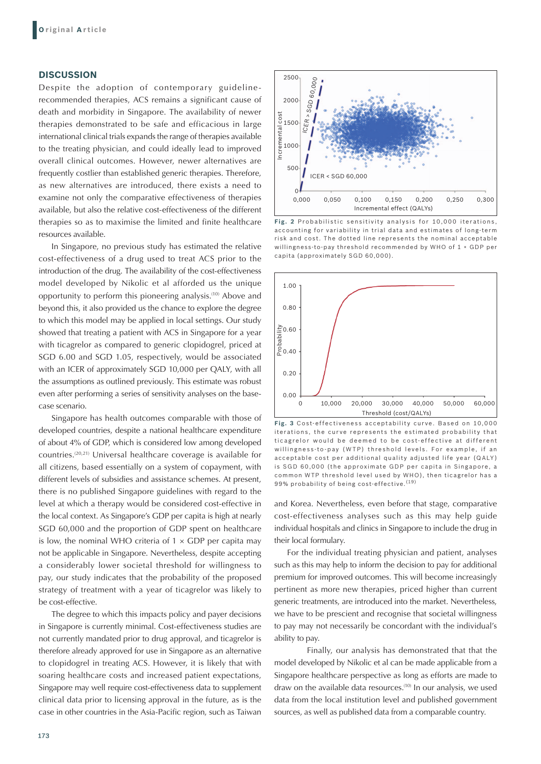## DISCUSSION

Despite the adoption of contemporary guideline-recommended therapies, ACS remains a significant cause of death and morbidity in Singapore. The availability of newer therapies demonstrated to be safe and efficacious in large international clinical trials expands the range of therapies available to the treating physician, and could ideally lead to improved overall clinical outcomes. However, newer alternatives are frequently costlier than established generic therapies. Therefore, as new alternatives are introduced, there exists a need to examine not only the comparative effectiveness of therapies available, but also the relative cost-effectiveness of the different therapies so as to maximise the limited and finite healthcare resources available.

In Singapore, no previous study has estimated the relative cost-effectiveness of a drug used to treat ACS prior to the introduction of the drug. The availability of the cost-effectiveness model developed by Nikolic et al afforded us the unique opportunity to perform this pioneering analysis.[10] Above and beyond this, it also provided us the chance to explore the degree to which this model may be applied in local settings. Our study showed that treating a patient with ACS in Singapore for a year with ticagrelor as compared to generic clopidogrel, priced at SGD 6.00 and SGD 1.05, respectively, would be associated with an ICER of approximately SGD 10,000 per QALY, with all the assumptions as outlined previously. This estimate was robust even after performing a series of sensitivity analyses on the base-case scenario.

Singapore has health outcomes comparable with those of developed countries, despite a national healthcare expenditure of about 4% of GDP, which is considered low among developed countries.[20,21] Universal healthcare coverage is available for all citizens, based essentially on a system of copayment, with different levels of subsidies and assistance schemes. At present, there is no published Singapore guidelines with regard to the level at which a therapy would be considered cost-effective in the local context. As Singapore's GDP per capita is high at nearly SGD 60,000 and the proportion of GDP spent on healthcare is low, the nominal WHO criteria of 1 × GDP per capita may not be applicable in Singapore. Nevertheless, despite accepting a considerably lower societal threshold for willingness to pay, our study indicates that the probability of the proposed strategy of treatment with a year of ticagrelor was likely to be cost-effective.

The degree to which this impacts policy and payer decisions in Singapore is currently minimal. Cost-effectiveness studies are not currently mandated prior to drug approval, and ticagrelor is therefore already approved for use in Singapore as an alternative to clopidogrel in treating ACS. However, it is likely that with soaring healthcare costs and increased patient expectations, Singapore may well require cost-effectiveness data to supplement clinical data prior to licensing approval in the future, as is the case in other countries in the Asia-Pacific region, such as Taiwan and Korea. Nevertheless, even before that stage, comparative cost-effectiveness analyses such as this may help guide individual hospitals and clinics in Singapore to include the drug in their local formulary.

For the individual treating physician and patient, analyses such as this may help to inform the decision to pay for additional premium for improved outcomes. This will become increasingly pertinent as more new therapies, priced higher than current generic treatments, are introduced into the market. Nevertheless, we have to be prescient and recognise that societal willingness to pay may not necessarily be concordant with the individual's ability to pay.

Finally, our analysis has demonstrated that that the model developed by Nikolic et al can be made applicable from a Singapore healthcare perspective as long as efforts are made to draw on the available data resources.[10] In our analysis, we used data from the local institution level and published government sources, as well as published data from a comparable country.

**Fig. 2** Probabilistic sensitivity analysis for 10,000 iterations, accounting for variability in trial data and estimates of long-term risk and cost. The dotted line represents the nominal acceptable willingness-to-pay threshold recommended by WHO of 1 × GDP per capita (approximately SGD 60,000).

**Fig. 3** Cost-effectiveness acceptability curve. Based on 10,000 iterations, the curve represents the estimated probability that ticagrelor would be deemed to be cost-effective at different willingness-to-pay (WTP) threshold levels. For example, if an acceptable cost per additional quality adjusted life year (QALY) is SGD 60,000 (the approximate GDP per capita in Singapore, a common WTP threshold level used by WHO), then ticagrelor has a 99% probability of being cost-effective.[19]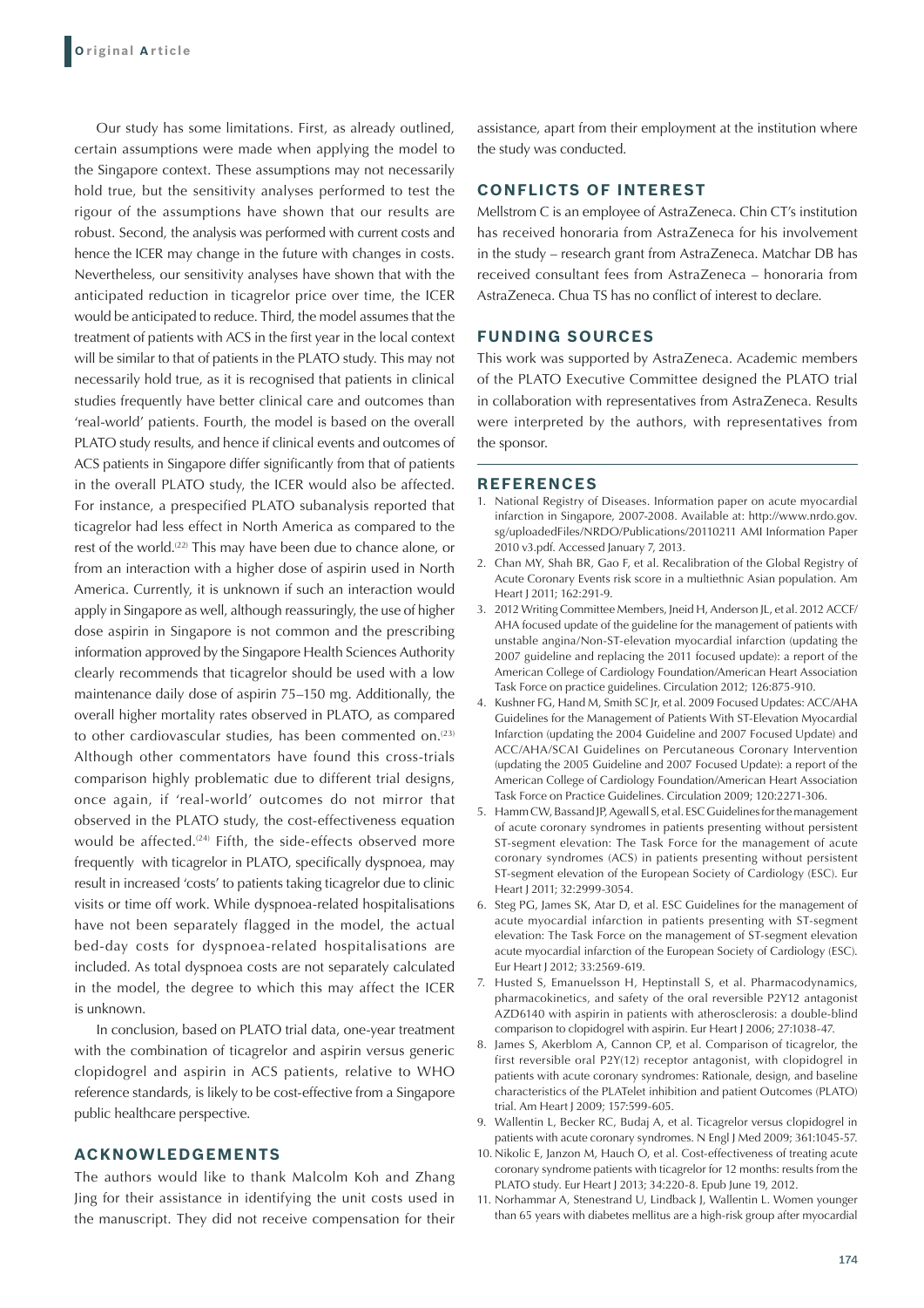Our study has some limitations. First, as already outlined, certain assumptions were made when applying the model to the Singapore context. These assumptions may not necessarily hold true, but the sensitivity analyses performed to test the rigour of the assumptions have shown that our results are robust. Second, the analysis was performed with current costs and hence the ICER may change in the future with changes in costs. Nevertheless, our sensitivity analyses have shown that with the anticipated reduction in ticagrelor price over time, the ICER would be anticipated to reduce. Third, the model assumes that the treatment of patients with ACS in the first year in the local context will be similar to that of patients in the PLATO study. This may not necessarily hold true, as it is recognised that patients in clinical studies frequently have better clinical care and outcomes than 'real-world' patients. Fourth, the model is based on the overall PLATO study results, and hence if clinical events and outcomes of ACS patients in Singapore differ significantly from that of patients in the overall PLATO study, the ICER would also be affected. For instance, a prespecified PLATO subanalysis reported that ticagrelor had less effect in North America as compared to the rest of the world.[22] This may have been due to chance alone, or from an interaction with a higher dose of aspirin used in North America. Currently, it is unknown if such an interaction would apply in Singapore as well, although reassuringly, the use of higher dose aspirin in Singapore is not common and the prescribing information approved by the Singapore Health Sciences Authority clearly recommends that ticagrelor should be used with a low maintenance daily dose of aspirin 75–150 mg. Additionally, the overall higher mortality rates observed in PLATO, as compared to other cardiovascular studies, has been commented on.[23] Although other commentators have found this cross-trials comparison highly problematic due to different trial designs, once again, if 'real-world' outcomes do not mirror that observed in the PLATO study, the cost-effectiveness equation would be affected.[24] Fifth, the side-effects observed more frequently with ticagrelor in PLATO, specifically dyspnoea, may result in increased 'costs' to patients taking ticagrelor due to clinic visits or time off work. While dyspnoea-related hospitalisations have not been separately flagged in the model, the actual bed-day costs for dyspnoea-related hospitalisations are included. As total dyspnoea costs are not separately calculated in the model, the degree to which this may affect the ICER is unknown.

In conclusion, based on PLATO trial data, one-year treatment with the combination of ticagrelor and aspirin versus generic clopidogrel and aspirin in ACS patients, relative to WHO reference standards, is likely to be cost-effective from a Singapore public healthcare perspective.

## ACKNOWLEDGEMENTS

The authors would like to thank Malcolm Koh and Zhang Jing for their assistance in identifying the unit costs used in the manuscript. They did not receive compensation for their assistance, apart from their employment at the institution where the study was conducted.

## CONFLICTS OF INTEREST

Mellstrom C is an employee of AstraZeneca. Chin CT's institution has received honoraria from AstraZeneca for his involvement in the study – research grant from AstraZeneca. Matchar DB has received consultant fees from AstraZeneca – honoraria from AstraZeneca. Chua TS has no conflict of interest to declare.

## FUNDING SOURCES

This work was supported by AstraZeneca. Academic members of the PLATO Executive Committee designed the PLATO trial in collaboration with representatives from AstraZeneca. Results were interpreted by the authors, with representatives from the sponsor.

## REFERENCES

1. National Registry of Diseases. Information paper on acute myocardial infarction in Singapore, 2007-2008. Available at: http://www.nrdo.gov.sg/uploadedFiles/NRDO/Publications/20110211 AMI Information Paper 2010 v3.pdf. Accessed January 7, 2013.
2. Chan MY, Shah BR, Gao F, et al. Recalibration of the Global Registry of Acute Coronary Events risk score in a multiethnic Asian population. Am Heart J 2011; 162:291-9.
3. 2012 Writing Committee Members, Jneid H, Anderson JL, et al. 2012 ACCF/AHA focused update of the guideline for the management of patients with unstable angina/Non-ST-elevation myocardial infarction (updating the 2007 guideline and replacing the 2011 focused update): a report of the American College of Cardiology Foundation/American Heart Association Task Force on practice guidelines. Circulation 2012; 126:875-910.
4. Kushner FG, Hand M, Smith SC Jr, et al. 2009 Focused Updates: ACC/AHA Guidelines for the Management of Patients With ST-Elevation Myocardial Infarction (updating the 2004 Guideline and 2007 Focused Update) and ACC/AHA/SCAI Guidelines on Percutaneous Coronary Intervention (updating the 2005 Guideline and 2007 Focused Update): a report of the American College of Cardiology Foundation/American Heart Association Task Force on Practice Guidelines. Circulation 2009; 120:2271-306.
5. Hamm CW, Bassand JP, Agewall S, et al. ESC Guidelines for the management of acute coronary syndromes in patients presenting without persistent ST-segment elevation: The Task Force for the management of acute coronary syndromes (ACS) in patients presenting without persistent ST-segment elevation of the European Society of Cardiology (ESC). Eur Heart J 2011; 32:2999-3054.
6. Steg PG, James SK, Atar D, et al. ESC Guidelines for the management of acute myocardial infarction in patients presenting with ST-segment elevation: The Task Force on the management of ST-segment elevation acute myocardial infarction of the European Society of Cardiology (ESC). Eur Heart J 2012; 33:2569-619.
7. Husted S, Emanuelsson H, Heptinstall S, et al. Pharmacodynamics, pharmacokinetics, and safety of the oral reversible P2Y12 antagonist AZD6140 with aspirin in patients with atherosclerosis: a double-blind comparison to clopidogrel with aspirin. Eur Heart J 2006; 27:1038-47.
8. James S, Akerblom A, Cannon CP, et al. Comparison of ticagrelor, the first reversible oral P2Y(12) receptor antagonist, with clopidogrel in patients with acute coronary syndromes: Rationale, design, and baseline characteristics of the PLATelet inhibition and patient Outcomes (PLATO) trial. Am Heart J 2009; 157:599-605.
9. Wallentin L, Becker RC, Budaj A, et al. Ticagrelor versus clopidogrel in patients with acute coronary syndromes. N Engl J Med 2009; 361:1045-57.
10. Nikolic E, Janzon M, Hauch O, et al. Cost-effectiveness of treating acute coronary syndrome patients with ticagrelor for 12 months: results from the PLATO study. Eur Heart J 2013; 34:220-8. Epub June 19, 2012.
11. Norhammar A, Stenestrand U, Lindback J, Wallentin L. Women younger than 65 years with diabetes mellitus are a high-risk group after myocardial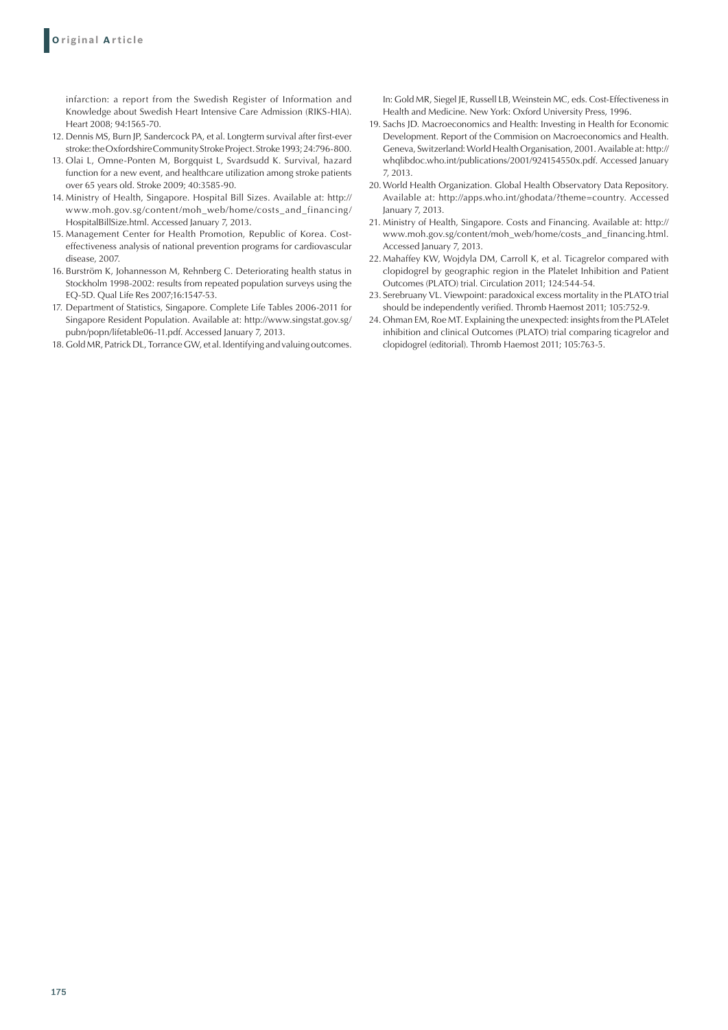infarction: a report from the Swedish Register of Information and Knowledge about Swedish Heart Intensive Care Admission (RIKS-HIA). Heart 2008; 94:1565-70.

12. Dennis MS, Burn JP, Sandercock PA, et al. Longterm survival after first-ever stroke: the Oxfordshire Community Stroke Project. Stroke 1993; 24:796-800.
13. Olai L, Omne-Ponten M, Borgquist L, Svardsudd K. Survival, hazard function for a new event, and healthcare utilization among stroke patients over 65 years old. Stroke 2009; 40:3585-90.
14. Ministry of Health, Singapore. Hospital Bill Sizes. Available at: http://www.moh.gov.sg/content/moh_web/home/costs_and_financing/HospitalBillSize.html. Accessed January 7, 2013.
15. Management Center for Health Promotion, Republic of Korea. Cost-effectiveness analysis of national prevention programs for cardiovascular disease, 2007.
16. Burström K, Johannesson M, Rehnberg C. Deteriorating health status in Stockholm 1998-2002: results from repeated population surveys using the EQ-5D. Qual Life Res 2007;16:1547-53.
17. Department of Statistics, Singapore. Complete Life Tables 2006-2011 for Singapore Resident Population. Available at: http://www.singstat.gov.sg/pubn/popn/lifetable06-11.pdf. Accessed January 7, 2013.
18. Gold MR, Patrick DL, Torrance GW, et al. Identifying and valuing outcomes. In: Gold MR, Siegel JE, Russell LB, Weinstein MC, eds. Cost-Effectiveness in Health and Medicine. New York: Oxford University Press, 1996.
19. Sachs JD. Macroeconomics and Health: Investing in Health for Economic Development. Report of the Commision on Macroeconomics and Health. Geneva, Switzerland: World Health Organisation, 2001. Available at: http://whqlibdoc.who.int/publications/2001/924154550x.pdf. Accessed January 7, 2013.
20. World Health Organization. Global Health Observatory Data Repository. Available at: http://apps.who.int/ghodata/?theme=country. Accessed January 7, 2013.
21. Ministry of Health, Singapore. Costs and Financing. Available at: http://www.moh.gov.sg/content/moh_web/home/costs_and_financing.html. Accessed January 7, 2013.
22. Mahaffey KW, Wojdyla DM, Carroll K, et al. Ticagrelor compared with clopidogrel by geographic region in the Platelet Inhibition and Patient Outcomes (PLATO) trial. Circulation 2011; 124:544-54.
23. Serebruany VL. Viewpoint: paradoxical excess mortality in the PLATO trial should be independently verified. Thromb Haemost 2011; 105:752-9.
24. Ohman EM, Roe MT. Explaining the unexpected: insights from the PLATelet inhibition and clinical Outcomes (PLATO) trial comparing ticagrelor and clopidogrel (editorial). Thromb Haemost 2011; 105:763-5.